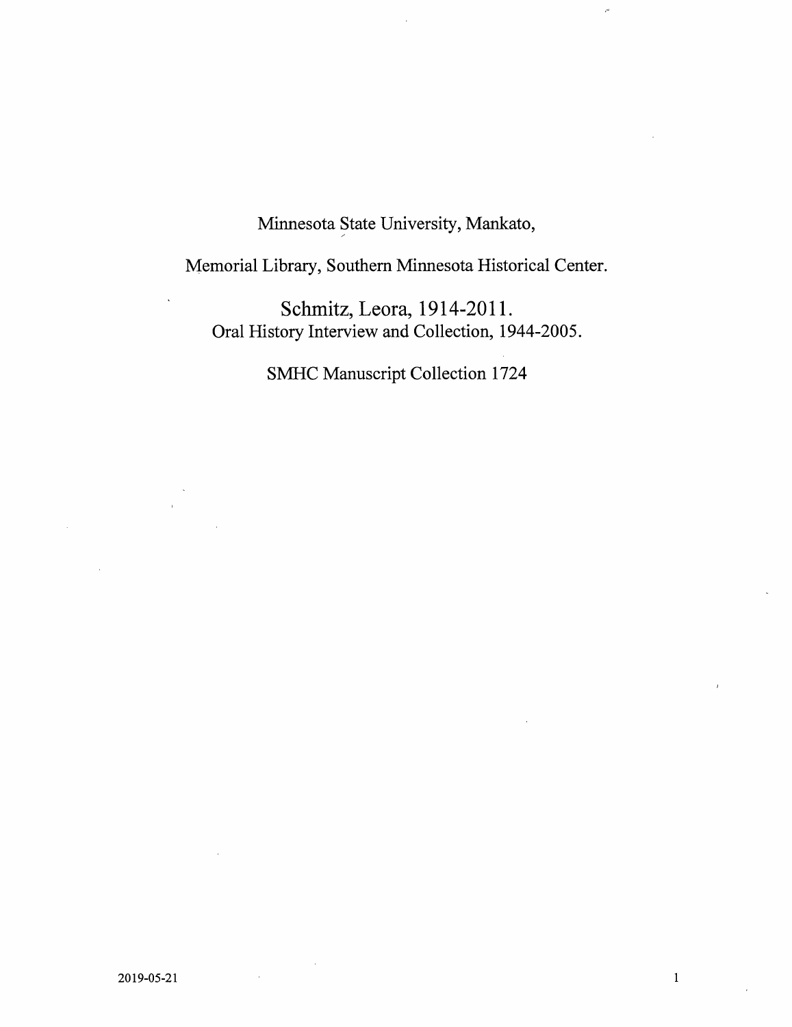Minnesota State University, Mankato,

Memorial Library, Southern Minnesota Historical Center.

# Schmitz, Leora, 1914-2011.

Oral History Interview and Collection, 1944-2005.

SMHC Manuscript Collection 1724

2019-05-21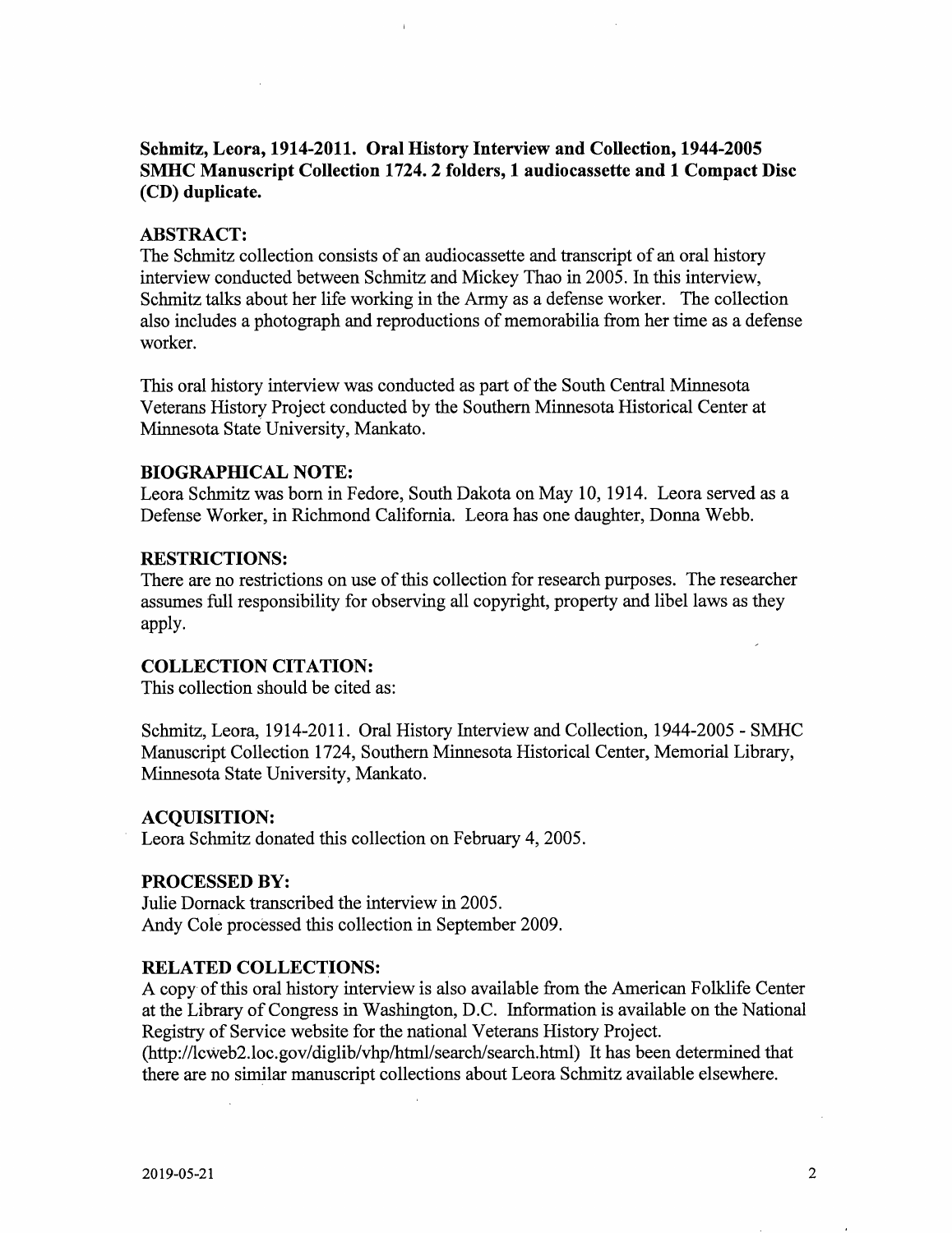**Schmitz, Leora, 1914-2011. Oral History Interview and Collection, 1944-2005 SMHC Manuscript Collection 1724. 2 folders, 1 audiocassette and 1 Compact Disc (CD) duplicate.**

## ABSTRACT:

The Schmitz collection consists of an audiocassette and transcript of an oral history interview conducted between Schmitz and Mickey Thao in 2005. In this interview, Schmitz talks about her life working in the Army as a defense worker. The collection also includes a photograph and reproductions of memorabilia from her time as a defense worker.

This oral history interview was conducted as part of the South Central Minnesota Veterans History Project conducted by the Southern Minnesota Historical Center at Minnesota State University, Mankato.

## BIOGRAPHICAL NOTE:

Leora Schmitz was born in Fedore, South Dakota on May 10, 1914. Leora served as a Defense Worker, in Richmond California. Leora has one daughter, Donna Webb.

## RESTRICTIONS:

There are no restrictions on use of this collection for research purposes. The researcher assumes full responsibility for observing all copyright, property and libel laws as they apply.

## COLLECTION CITATION:

This collection should be cited as:

Schmitz, Leora, 1914-2011. Oral History Interview and Collection, 1944-2005 - SMHC Manuscript Collection 1724, Southern Minnesota Historical Center, Memorial Library, Minnesota State University, Mankato.

## ACQUISITION:

Leora Schmitz donated this collection on February 4, 2005.

## PROCESSED BY:

Julie Dornack transcribed the interview in 2005.
Andy Cole processed this collection in September 2009.

## RELATED COLLECTIONS:

A copy of this oral history interview is also available from the American Folklife Center at the Library of Congress in Washington, D.C. Information is available on the National Registry of Service website for the national Veterans History Project. (http://lcweb2.loc.gov/diglib/vhp/html/search/search.html) It has been determined that there are no similar manuscript collections about Leora Schmitz available elsewhere.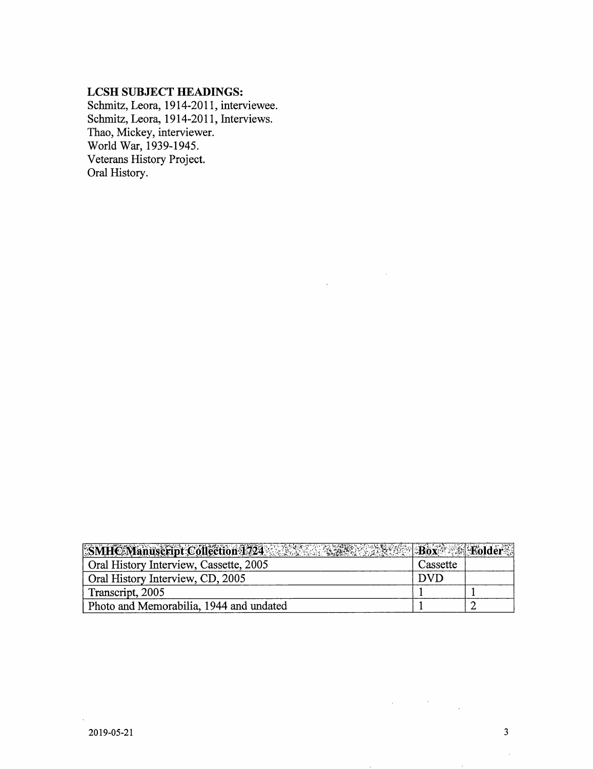**LCSH SUBJECT HEADINGS:**
Schmitz, Leora, 1914-2011, interviewee.
Schmitz, Leora, 1914-2011, Interviews.
Thao, Mickey, interviewer.
World War, 1939-1945.
Veterans History Project.
Oral History.

| SMHC Manuscript Collection 1724 | Box | Folder |
| --- | --- | --- |
| Oral History Interview, Cassette, 2005 | Cassette | |
| Oral History Interview, CD, 2005 | DVD | |
| Transcript, 2005 | 1 | 1 |
| Photo and Memorabilia, 1944 and undated | 1 | 2 |

2019-05-21